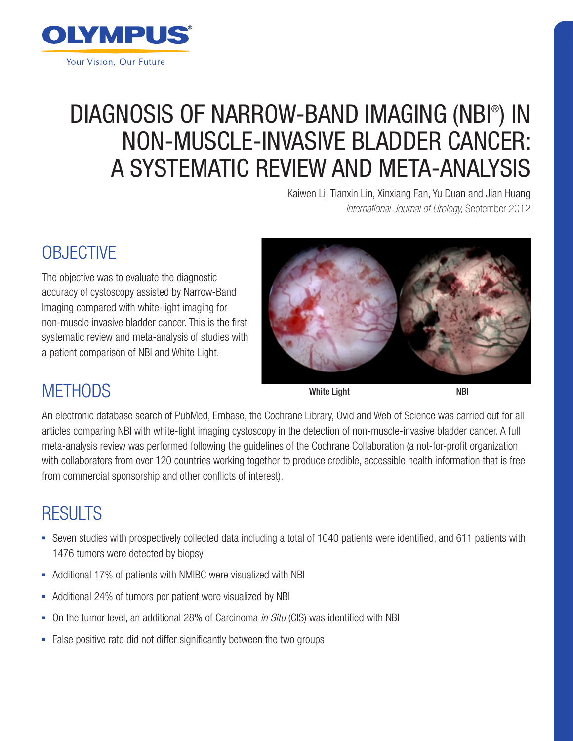# DIAGNOSIS OF NARROW-BAND IMAGING (NBI®) IN NON-MUSCLE-INVASIVE BLADDER CANCER: A SYSTEMATIC REVIEW AND META-ANALYSIS

Kaiwen Li, Tianxin Lin, Xinxiang Fan, Yu Duan and Jian Huang

*International Journal of Urology,* September 2012

## OBJECTIVE

The objective was to evaluate the diagnostic accuracy of cystoscopy assisted by Narrow-Band Imaging compared with white-light imaging for non-muscle invasive bladder cancer. This is the first systematic review and meta-analysis of studies with a patient comparison of NBI and White Light.

**White Light** **NBI**

## METHODS

An electronic database search of PubMed, Embase, the Cochrane Library, Ovid and Web of Science was carried out for all articles comparing NBI with white-light imaging cystoscopy in the detection of non-muscle-invasive bladder cancer. A full meta-analysis review was performed following the guidelines of the Cochrane Collaboration (a not-for-profit organization with collaborators from over 120 countries working together to produce credible, accessible health information that is free from commercial sponsorship and other conflicts of interest).

## RESULTS

- Seven studies with prospectively collected data including a total of 1040 patients were identified, and 611 patients with 1476 tumors were detected by biopsy
- Additional 17% of patients with NMIBC were visualized with NBI
- Additional 24% of tumors per patient were visualized by NBI
- On the tumor level, an additional 28% of Carcinoma *in Situ* (CIS) was identified with NBI
- False positive rate did not differ significantly between the two groups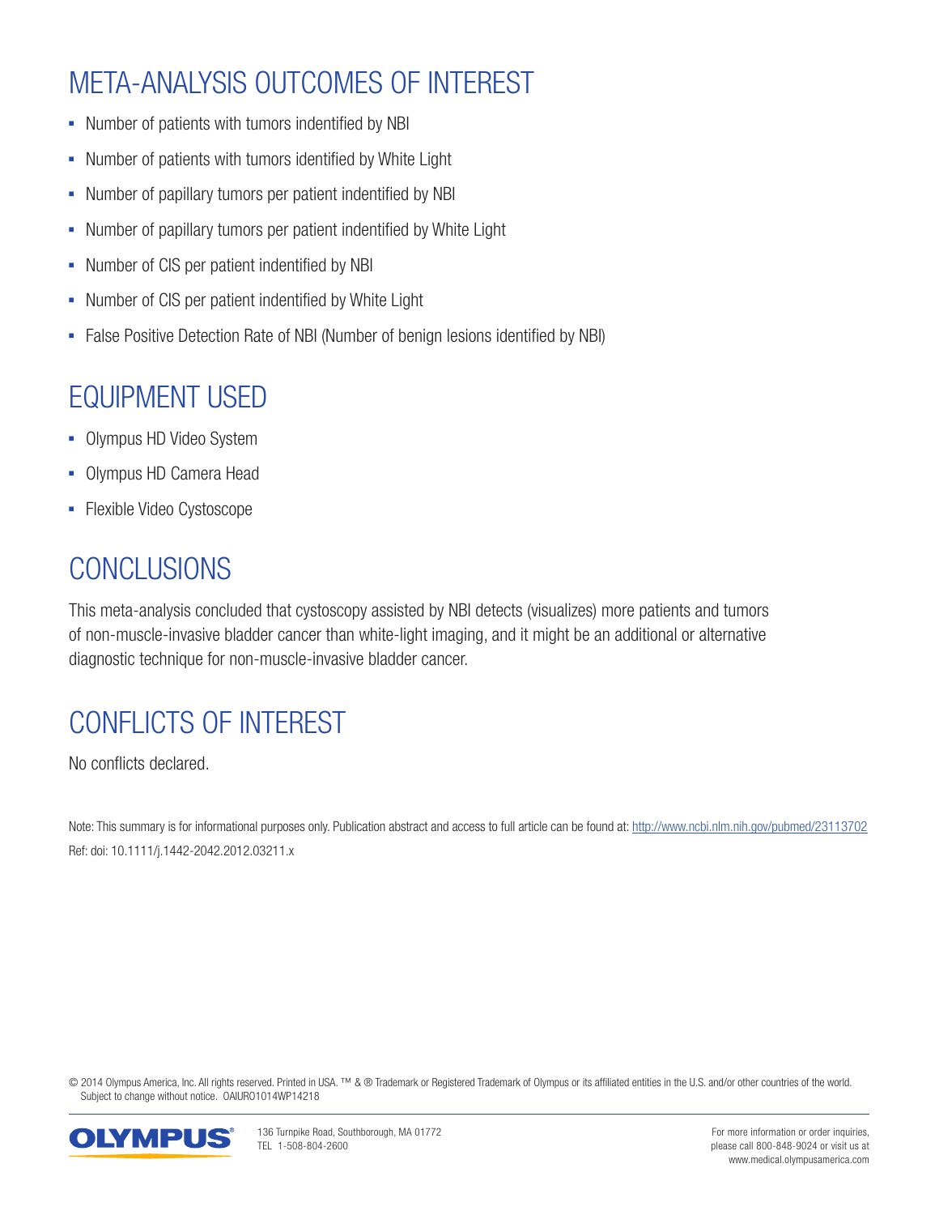## META-ANALYSIS OUTCOMES OF INTEREST

- Number of patients with tumors indentified by NBI
- Number of patients with tumors identified by White Light
- Number of papillary tumors per patient indentified by NBI
- Number of papillary tumors per patient indentified by White Light
- Number of CIS per patient indentified by NBI
- Number of CIS per patient indentified by White Light
- False Positive Detection Rate of NBI (Number of benign lesions identified by NBI)

## EQUIPMENT USED

- Olympus HD Video System
- Olympus HD Camera Head
- Flexible Video Cystoscope

## CONCLUSIONS

This meta-analysis concluded that cystoscopy assisted by NBI detects (visualizes) more patients and tumors of non-muscle-invasive bladder cancer than white-light imaging, and it might be an additional or alternative diagnostic technique for non-muscle-invasive bladder cancer.

## CONFLICTS OF INTEREST

No conflicts declared.

Note: This summary is for informational purposes only. Publication abstract and access to full article can be found at: http://www.ncbi.nlm.nih.gov/pubmed/23113702
Ref: doi: 10.1111/j.1442-2042.2012.03211.x

© 2014 Olympus America, Inc. All rights reserved. Printed in USA. ™ & ® Trademark or Registered Trademark of Olympus or its affiliated entities in the U.S. and/or other countries of the world. Subject to change without notice. OAIURO1014WP14218

OLYMPUS

136 Turnpike Road, Southborough, MA 01772
TEL 1-508-804-2600

For more information or order inquiries, please call 800-848-9024 or visit us at www.medical.olympusamerica.com